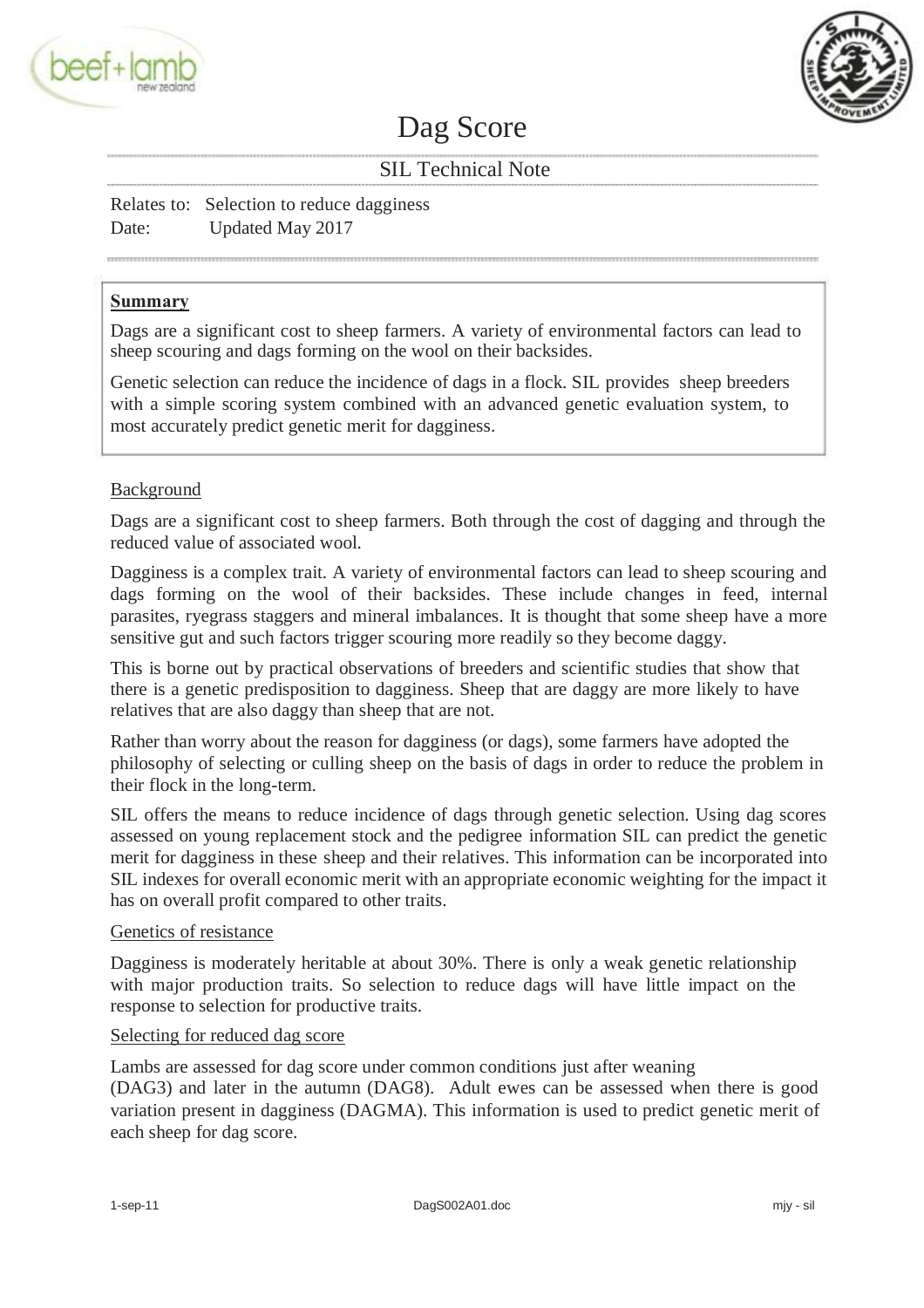# Dag Score

## SIL Technical Note

Relates to: Selection to reduce dagginess
Date: Updated May 2017

---

**Summary**

Dags are a significant cost to sheep farmers. A variety of environmental factors can lead to sheep scouring and dags forming on the wool on their backsides.

Genetic selection can reduce the incidence of dags in a flock. SIL provides sheep breeders with a simple scoring system combined with an advanced genetic evaluation system, to most accurately predict genetic merit for dagginess.

---

### Background

Dags are a significant cost to sheep farmers. Both through the cost of dagging and through the reduced value of associated wool.

Dagginess is a complex trait. A variety of environmental factors can lead to sheep scouring and dags forming on the wool of their backsides. These include changes in feed, internal parasites, ryegrass staggers and mineral imbalances. It is thought that some sheep have a more sensitive gut and such factors trigger scouring more readily so they become daggy.

This is borne out by practical observations of breeders and scientific studies that show that there is a genetic predisposition to dagginess. Sheep that are daggy are more likely to have relatives that are also daggy than sheep that are not.

Rather than worry about the reason for dagginess (or dags), some farmers have adopted the philosophy of selecting or culling sheep on the basis of dags in order to reduce the problem in their flock in the long-term.

SIL offers the means to reduce incidence of dags through genetic selection. Using dag scores assessed on young replacement stock and the pedigree information SIL can predict the genetic merit for dagginess in these sheep and their relatives. This information can be incorporated into SIL indexes for overall economic merit with an appropriate economic weighting for the impact it has on overall profit compared to other traits.

### Genetics of resistance

Dagginess is moderately heritable at about 30%. There is only a weak genetic relationship with major production traits. So selection to reduce dags will have little impact on the response to selection for productive traits.

### Selecting for reduced dag score

Lambs are assessed for dag score under common conditions just after weaning (DAG3) and later in the autumn (DAG8). Adult ewes can be assessed when there is good variation present in dagginess (DAGMA). This information is used to predict genetic merit of each sheep for dag score.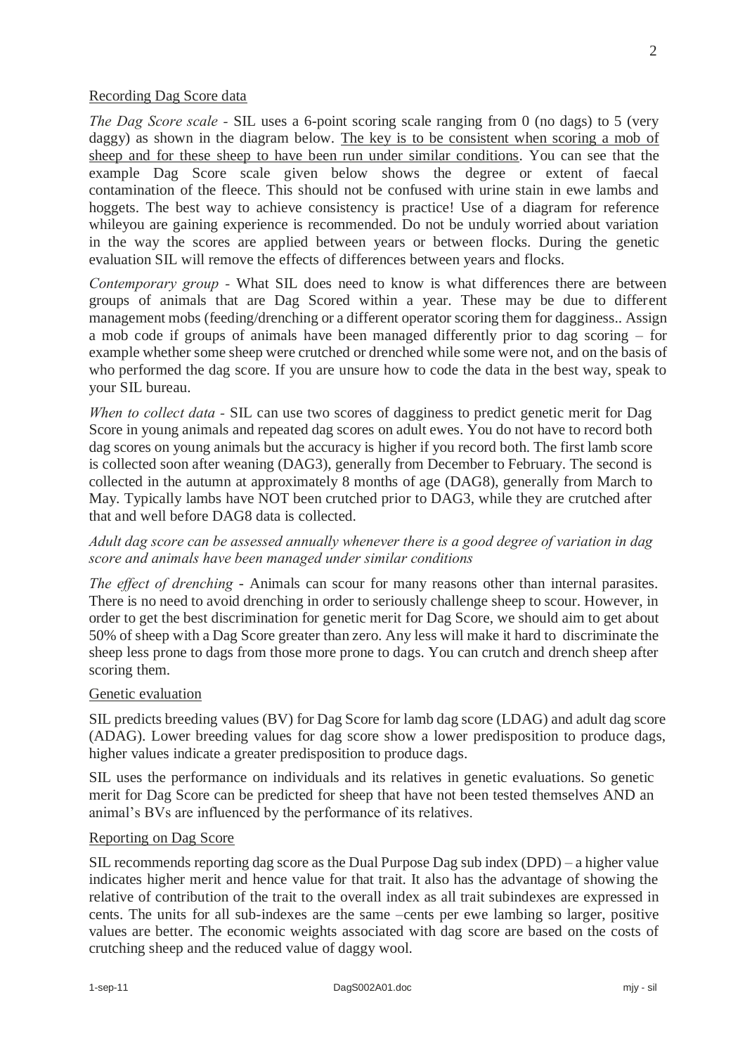## Recording Dag Score data

*The Dag Score scale* - SIL uses a 6-point scoring scale ranging from 0 (no dags) to 5 (very daggy) as shown in the diagram below. The key is to be consistent when scoring a mob of sheep and for these sheep to have been run under similar conditions. You can see that the example Dag Score scale given below shows the degree or extent of faecal contamination of the fleece. This should not be confused with urine stain in ewe lambs and hoggets. The best way to achieve consistency is practice! Use of a diagram for reference whileyou are gaining experience is recommended. Do not be unduly worried about variation in the way the scores are applied between years or between flocks. During the genetic evaluation SIL will remove the effects of differences between years and flocks.

*Contemporary group* - What SIL does need to know is what differences there are between groups of animals that are Dag Scored within a year. These may be due to different management mobs (feeding/drenching or a different operator scoring them for dagginess.. Assign a mob code if groups of animals have been managed differently prior to dag scoring – for example whether some sheep were crutched or drenched while some were not, and on the basis of who performed the dag score. If you are unsure how to code the data in the best way, speak to your SIL bureau.

*When to collect data* - SIL can use two scores of dagginess to predict genetic merit for Dag Score in young animals and repeated dag scores on adult ewes. You do not have to record both dag scores on young animals but the accuracy is higher if you record both. The first lamb score is collected soon after weaning (DAG3), generally from December to February. The second is collected in the autumn at approximately 8 months of age (DAG8), generally from March to May. Typically lambs have NOT been crutched prior to DAG3, while they are crutched after that and well before DAG8 data is collected.

*Adult dag score can be assessed annually whenever there is a good degree of variation in dag score and animals have been managed under similar conditions*

*The effect of drenching* - Animals can scour for many reasons other than internal parasites. There is no need to avoid drenching in order to seriously challenge sheep to scour. However, in order to get the best discrimination for genetic merit for Dag Score, we should aim to get about 50% of sheep with a Dag Score greater than zero. Any less will make it hard to discriminate the sheep less prone to dags from those more prone to dags. You can crutch and drench sheep after scoring them.

## Genetic evaluation

SIL predicts breeding values (BV) for Dag Score for lamb dag score (LDAG) and adult dag score (ADAG). Lower breeding values for dag score show a lower predisposition to produce dags, higher values indicate a greater predisposition to produce dags.

SIL uses the performance on individuals and its relatives in genetic evaluations. So genetic merit for Dag Score can be predicted for sheep that have not been tested themselves AND an animal's BVs are influenced by the performance of its relatives.

## Reporting on Dag Score

SIL recommends reporting dag score as the Dual Purpose Dag sub index (DPD) – a higher value indicates higher merit and hence value for that trait. It also has the advantage of showing the relative of contribution of the trait to the overall index as all trait subindexes are expressed in cents. The units for all sub-indexes are the same –cents per ewe lambing so larger, positive values are better. The economic weights associated with dag score are based on the costs of crutching sheep and the reduced value of daggy wool.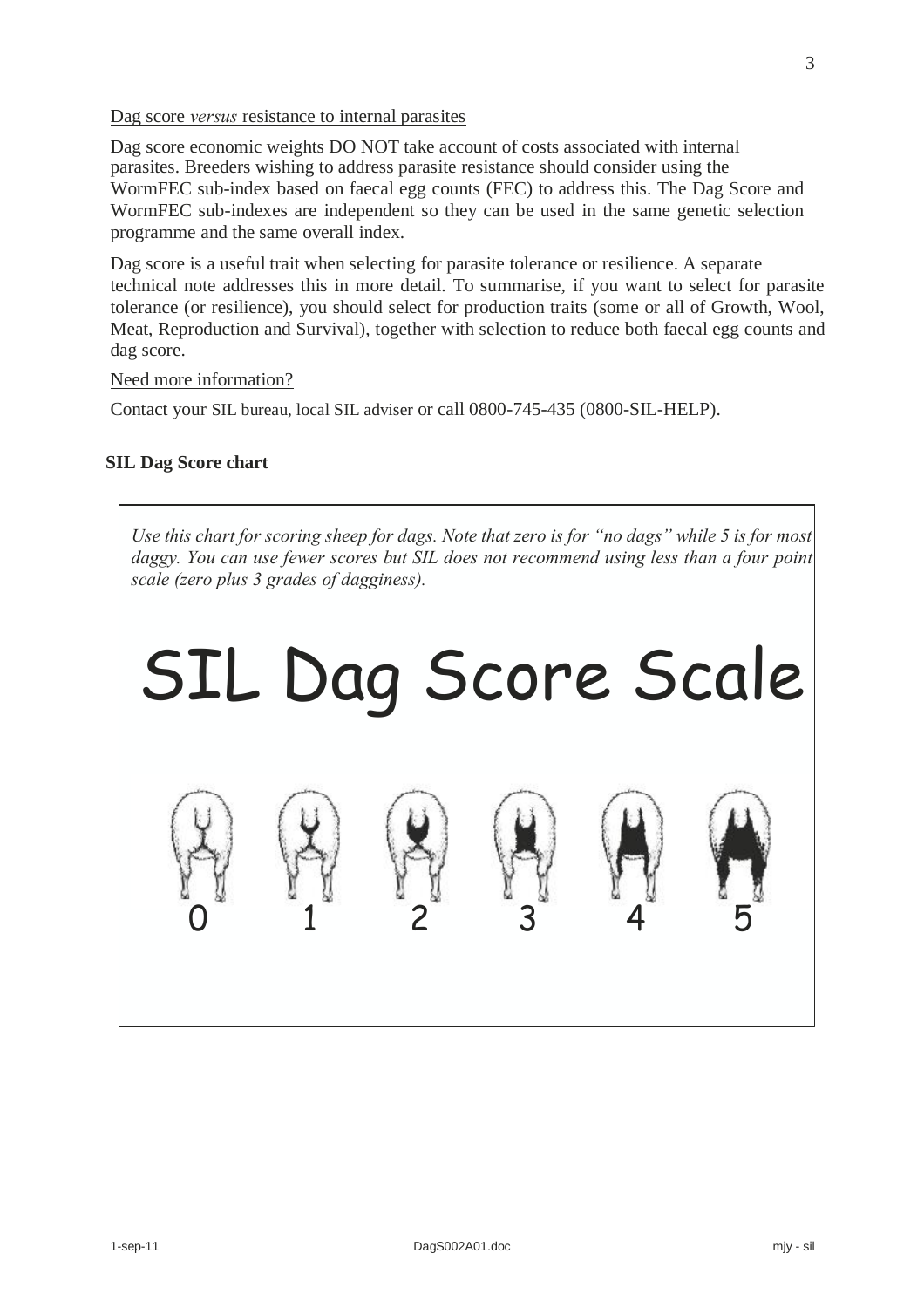Dag score *versus* resistance to internal parasites

Dag score economic weights DO NOT take account of costs associated with internal parasites. Breeders wishing to address parasite resistance should consider using the WormFEC sub-index based on faecal egg counts (FEC) to address this. The Dag Score and WormFEC sub-indexes are independent so they can be used in the same genetic selection programme and the same overall index.

Dag score is a useful trait when selecting for parasite tolerance or resilience. A separate technical note addresses this in more detail. To summarise, if you want to select for parasite tolerance (or resilience), you should select for production traits (some or all of Growth, Wool, Meat, Reproduction and Survival), together with selection to reduce both faecal egg counts and dag score.

Need more information?

Contact your SIL bureau, local SIL adviser or call 0800-745-435 (0800-SIL-HELP).

**SIL Dag Score chart**

*Use this chart for scoring sheep for dags. Note that zero is for "no dags" while 5 is for most daggy. You can use fewer scores but SIL does not recommend using less than a four point scale (zero plus 3 grades of dagginess).*

SIL Dag Score Scale

0 1 2 3 4 5